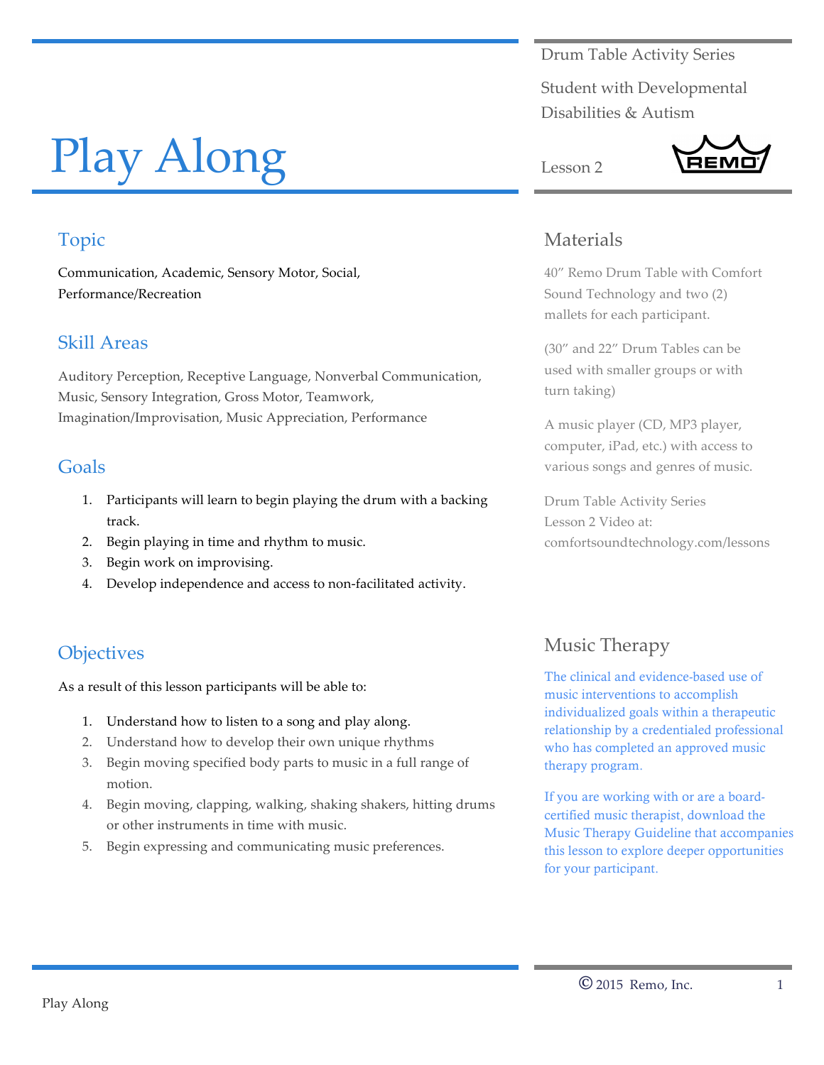# Play Along

Drum Table Activity Series

Student with Developmental Disabilities & Autism

Lesson 2

## Topic

Communication, Academic, Sensory Motor, Social, Performance/Recreation

## Skill Areas

Auditory Perception, Receptive Language, Nonverbal Communication, Music, Sensory Integration, Gross Motor, Teamwork, Imagination/Improvisation, Music Appreciation, Performance

## Goals

1. Participants will learn to begin playing the drum with a backing track.
2. Begin playing in time and rhythm to music.
3. Begin work on improvising.
4. Develop independence and access to non-facilitated activity.

## Objectives

As a result of this lesson participants will be able to:

1. Understand how to listen to a song and play along.
2. Understand how to develop their own unique rhythms
3. Begin moving specified body parts to music in a full range of motion.
4. Begin moving, clapping, walking, shaking shakers, hitting drums or other instruments in time with music.
5. Begin expressing and communicating music preferences.

## Materials

40" Remo Drum Table with Comfort Sound Technology and two (2) mallets for each participant.

(30" and 22" Drum Tables can be used with smaller groups or with turn taking)

A music player (CD, MP3 player, computer, iPad, etc.) with access to various songs and genres of music.

Drum Table Activity Series
Lesson 2 Video at:
comfortsoundtechnology.com/lessons

## Music Therapy

The clinical and evidence-based use of music interventions to accomplish individualized goals within a therapeutic relationship by a credentialed professional who has completed an approved music therapy program.

If you are working with or are a board-certified music therapist, download the Music Therapy Guideline that accompanies this lesson to explore deeper opportunities for your participant.

© 2015 Remo, Inc.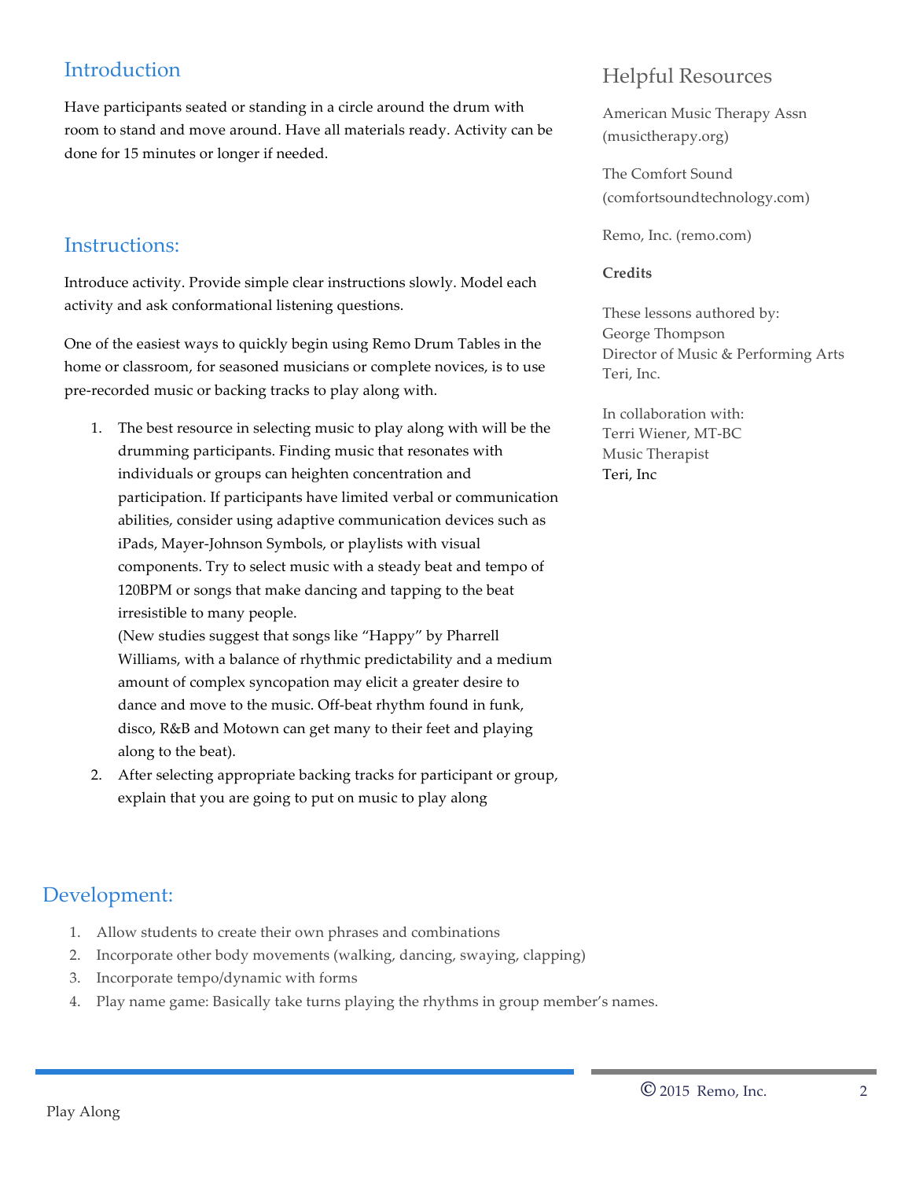## Introduction

Have participants seated or standing in a circle around the drum with room to stand and move around. Have all materials ready. Activity can be done for 15 minutes or longer if needed.

## Instructions:

Introduce activity. Provide simple clear instructions slowly. Model each activity and ask conformational listening questions.

One of the easiest ways to quickly begin using Remo Drum Tables in the home or classroom, for seasoned musicians or complete novices, is to use pre-recorded music or backing tracks to play along with.

1. The best resource in selecting music to play along with will be the drumming participants. Finding music that resonates with individuals or groups can heighten concentration and participation. If participants have limited verbal or communication abilities, consider using adaptive communication devices such as iPads, Mayer-Johnson Symbols, or playlists with visual components. Try to select music with a steady beat and tempo of 120BPM or songs that make dancing and tapping to the beat irresistible to many people.
   (New studies suggest that songs like "Happy" by Pharrell Williams, with a balance of rhythmic predictability and a medium amount of complex syncopation may elicit a greater desire to dance and move to the music. Off-beat rhythm found in funk, disco, R&B and Motown can get many to their feet and playing along to the beat).
2. After selecting appropriate backing tracks for participant or group, explain that you are going to put on music to play along

## Helpful Resources

American Music Therapy Assn (musictherapy.org)

The Comfort Sound (comfortsoundtechnology.com)

Remo, Inc. (remo.com)

**Credits**

These lessons authored by:
George Thompson
Director of Music & Performing Arts
Teri, Inc.

In collaboration with:
Terri Wiener, MT-BC
Music Therapist
Teri, Inc

## Development:

1. Allow students to create their own phrases and combinations
2. Incorporate other body movements (walking, dancing, swaying, clapping)
3. Incorporate tempo/dynamic with forms
4. Play name game: Basically take turns playing the rhythms in group member's names.

© 2015 Remo, Inc.

Play Along